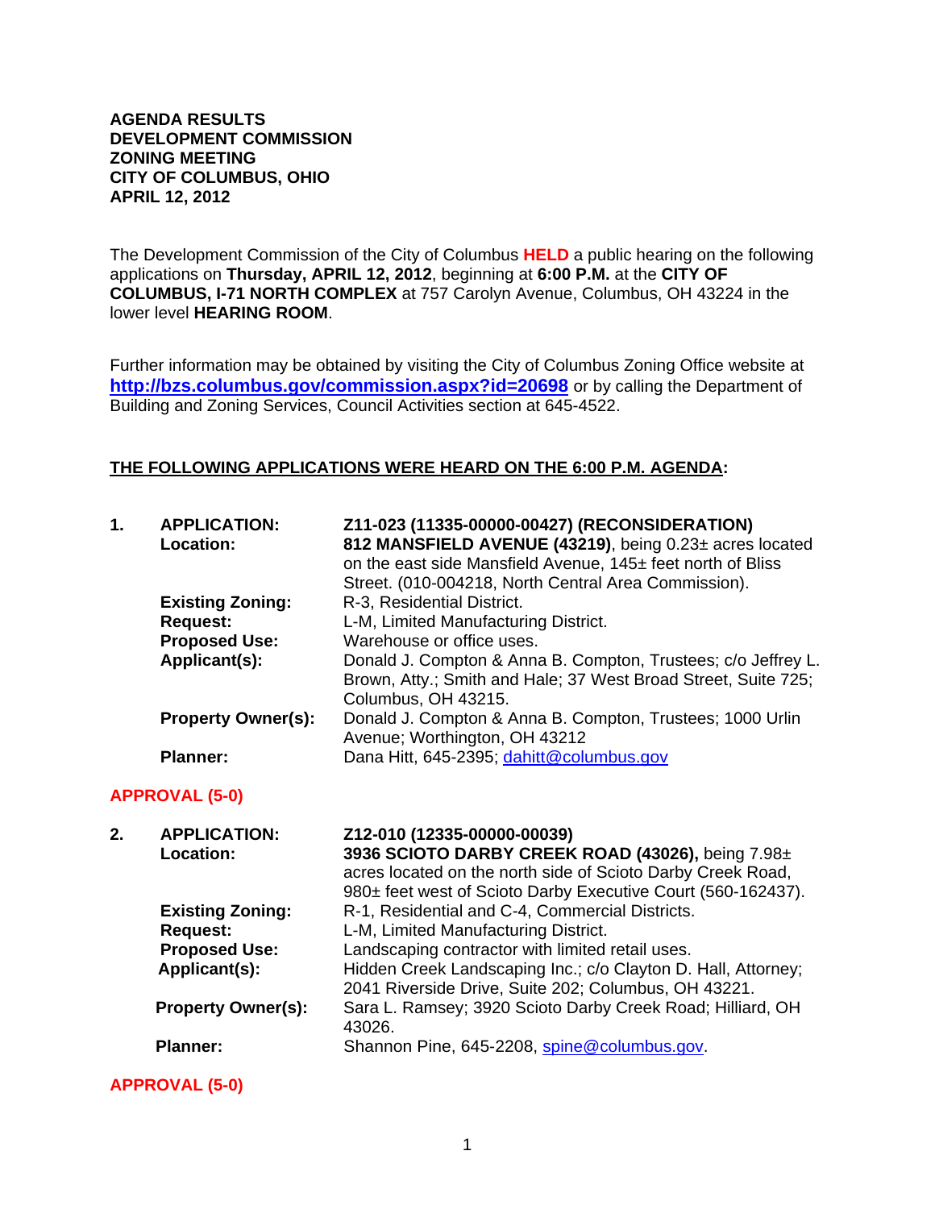**AGENDA RESULTS**
**DEVELOPMENT COMMISSION**
**ZONING MEETING**
**CITY OF COLUMBUS, OHIO**
**APRIL 12, 2012**

The Development Commission of the City of Columbus **HELD** a public hearing on the following applications on **Thursday, APRIL 12, 2012**, beginning at **6:00 P.M.** at the **CITY OF COLUMBUS, I-71 NORTH COMPLEX** at 757 Carolyn Avenue, Columbus, OH 43224 in the lower level **HEARING ROOM**.

Further information may be obtained by visiting the City of Columbus Zoning Office website at **http://bzs.columbus.gov/commission.aspx?id=20698** or by calling the Department of Building and Zoning Services, Council Activities section at 645-4522.

**THE FOLLOWING APPLICATIONS WERE HEARD ON THE 6:00 P.M. AGENDA:**

**1. APPLICATION:** **Z11-023 (11335-00000-00427) (RECONSIDERATION)**
**Location:** **812 MANSFIELD AVENUE (43219)**, being 0.23± acres located on the east side Mansfield Avenue, 145± feet north of Bliss Street. (010-004218, North Central Area Commission).
**Existing Zoning:** R-3, Residential District.
**Request:** L-M, Limited Manufacturing District.
**Proposed Use:** Warehouse or office uses.
**Applicant(s):** Donald J. Compton & Anna B. Compton, Trustees; c/o Jeffrey L. Brown, Atty.; Smith and Hale; 37 West Broad Street, Suite 725; Columbus, OH 43215.
**Property Owner(s):** Donald J. Compton & Anna B. Compton, Trustees; 1000 Urlin Avenue; Worthington, OH 43212
**Planner:** Dana Hitt, 645-2395; dahitt@columbus.gov

**APPROVAL (5-0)**

**2. APPLICATION:** **Z12-010 (12335-00000-00039)**
**Location:** **3936 SCIOTO DARBY CREEK ROAD (43026),** being 7.98± acres located on the north side of Scioto Darby Creek Road, 980± feet west of Scioto Darby Executive Court (560-162437).
**Existing Zoning:** R-1, Residential and C-4, Commercial Districts.
**Request:** L-M, Limited Manufacturing District.
**Proposed Use:** Landscaping contractor with limited retail uses.
**Applicant(s):** Hidden Creek Landscaping Inc.; c/o Clayton D. Hall, Attorney; 2041 Riverside Drive, Suite 202; Columbus, OH 43221.
**Property Owner(s):** Sara L. Ramsey; 3920 Scioto Darby Creek Road; Hilliard, OH 43026.
**Planner:** Shannon Pine, 645-2208, spine@columbus.gov.

**APPROVAL (5-0)**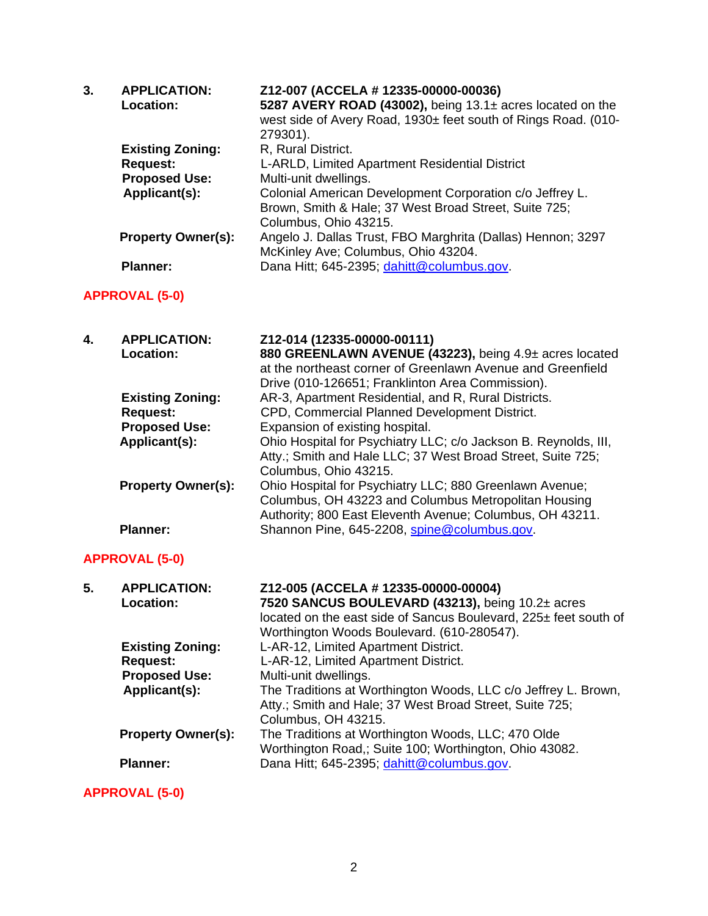**3.** **APPLICATION:** **Z12-007 (ACCELA # 12335-00000-00036)**

**Location:** **5287 AVERY ROAD (43002),** being 13.1± acres located on the west side of Avery Road, 1930± feet south of Rings Road. (010-279301).

**Existing Zoning:** R, Rural District.

**Request:** L-ARLD, Limited Apartment Residential District

**Proposed Use:** Multi-unit dwellings.

**Applicant(s):** Colonial American Development Corporation c/o Jeffrey L. Brown, Smith & Hale; 37 West Broad Street, Suite 725; Columbus, Ohio 43215.

**Property Owner(s):** Angelo J. Dallas Trust, FBO Marghrita (Dallas) Hennon; 3297 McKinley Ave; Columbus, Ohio 43204.

**Planner:** Dana Hitt; 645-2395; dahitt@columbus.gov.

**APPROVAL (5-0)**

**4.** **APPLICATION:** **Z12-014 (12335-00000-00111)**

**Location:** **880 GREENLAWN AVENUE (43223),** being 4.9± acres located at the northeast corner of Greenlawn Avenue and Greenfield Drive (010-126651; Franklinton Area Commission).

**Existing Zoning:** AR-3, Apartment Residential, and R, Rural Districts.

**Request:** CPD, Commercial Planned Development District.

**Proposed Use:** Expansion of existing hospital.

**Applicant(s):** Ohio Hospital for Psychiatry LLC; c/o Jackson B. Reynolds, III, Atty.; Smith and Hale LLC; 37 West Broad Street, Suite 725; Columbus, Ohio 43215.

**Property Owner(s):** Ohio Hospital for Psychiatry LLC; 880 Greenlawn Avenue; Columbus, OH 43223 and Columbus Metropolitan Housing Authority; 800 East Eleventh Avenue; Columbus, OH 43211.

**Planner:** Shannon Pine, 645-2208, spine@columbus.gov.

**APPROVAL (5-0)**

**5.** **APPLICATION:** **Z12-005 (ACCELA # 12335-00000-00004)**

**Location:** **7520 SANCUS BOULEVARD (43213),** being 10.2± acres located on the east side of Sancus Boulevard, 225± feet south of Worthington Woods Boulevard. (610-280547).

**Existing Zoning:** L-AR-12, Limited Apartment District.

**Request:** L-AR-12, Limited Apartment District.

**Proposed Use:** Multi-unit dwellings.

**Applicant(s):** The Traditions at Worthington Woods, LLC c/o Jeffrey L. Brown, Atty.; Smith and Hale; 37 West Broad Street, Suite 725; Columbus, OH 43215.

**Property Owner(s):** The Traditions at Worthington Woods, LLC; 470 Olde Worthington Road,; Suite 100; Worthington, Ohio 43082.

**Planner:** Dana Hitt; 645-2395; dahitt@columbus.gov.

**APPROVAL (5-0)**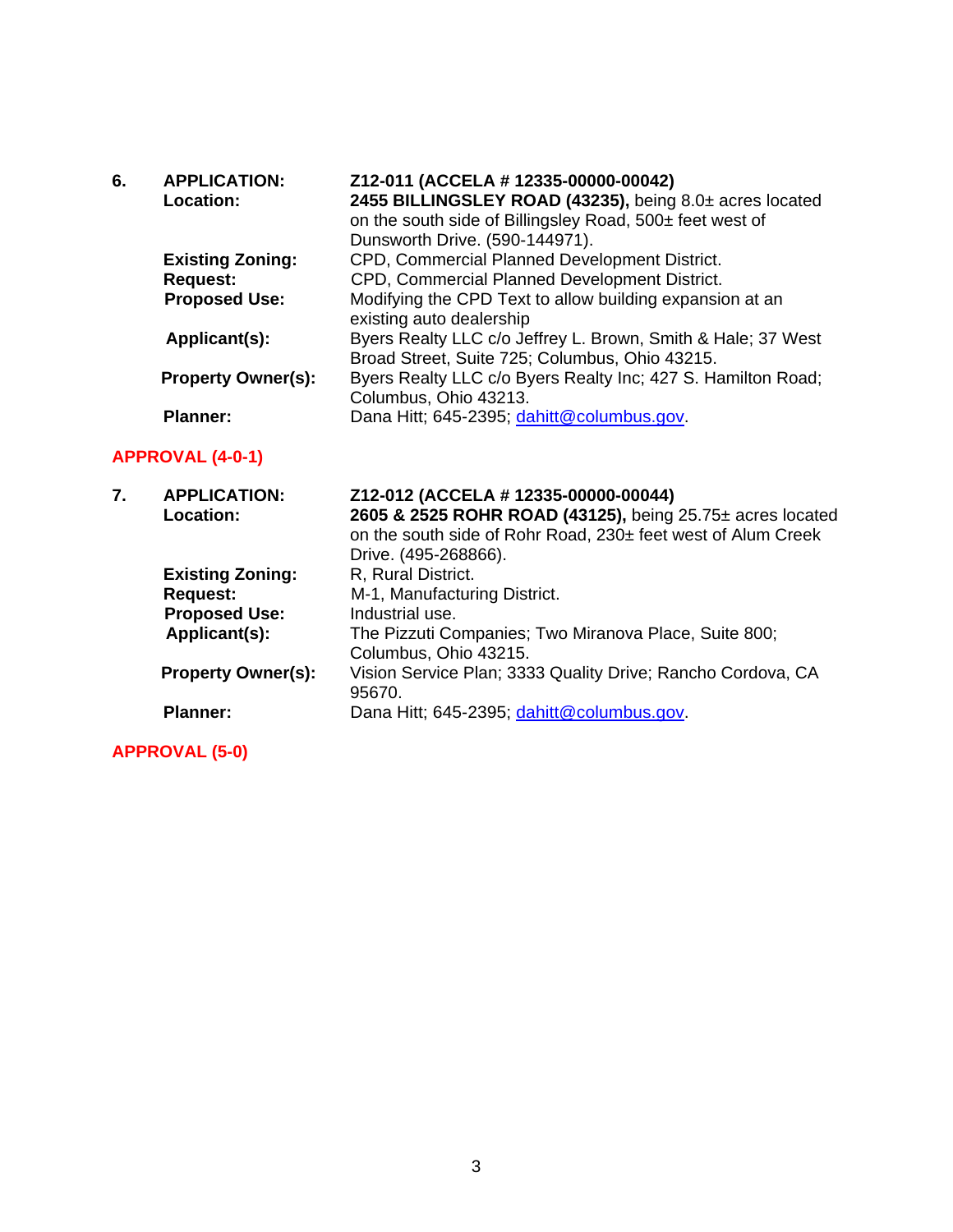**6.** **APPLICATION:** **Z12-011 (ACCELA # 12335-00000-00042)**

**Location:** **2455 BILLINGSLEY ROAD (43235),** being 8.0± acres located on the south side of Billingsley Road, 500± feet west of Dunsworth Drive. (590-144971).

**Existing Zoning:** CPD, Commercial Planned Development District.

**Request:** CPD, Commercial Planned Development District.

**Proposed Use:** Modifying the CPD Text to allow building expansion at an existing auto dealership

**Applicant(s):** Byers Realty LLC c/o Jeffrey L. Brown, Smith & Hale; 37 West Broad Street, Suite 725; Columbus, Ohio 43215.

**Property Owner(s):** Byers Realty LLC c/o Byers Realty Inc; 427 S. Hamilton Road; Columbus, Ohio 43213.

**Planner:** Dana Hitt; 645-2395; dahitt@columbus.gov.

**APPROVAL (4-0-1)**

**7.** **APPLICATION:** **Z12-012 (ACCELA # 12335-00000-00044)**

**Location:** **2605 & 2525 ROHR ROAD (43125),** being 25.75± acres located on the south side of Rohr Road, 230± feet west of Alum Creek Drive. (495-268866).

**Existing Zoning:** R, Rural District.

**Request:** M-1, Manufacturing District.

**Proposed Use:** Industrial use.

**Applicant(s):** The Pizzuti Companies; Two Miranova Place, Suite 800; Columbus, Ohio 43215.

**Property Owner(s):** Vision Service Plan; 3333 Quality Drive; Rancho Cordova, CA 95670.

**Planner:** Dana Hitt; 645-2395; dahitt@columbus.gov.

**APPROVAL (5-0)**